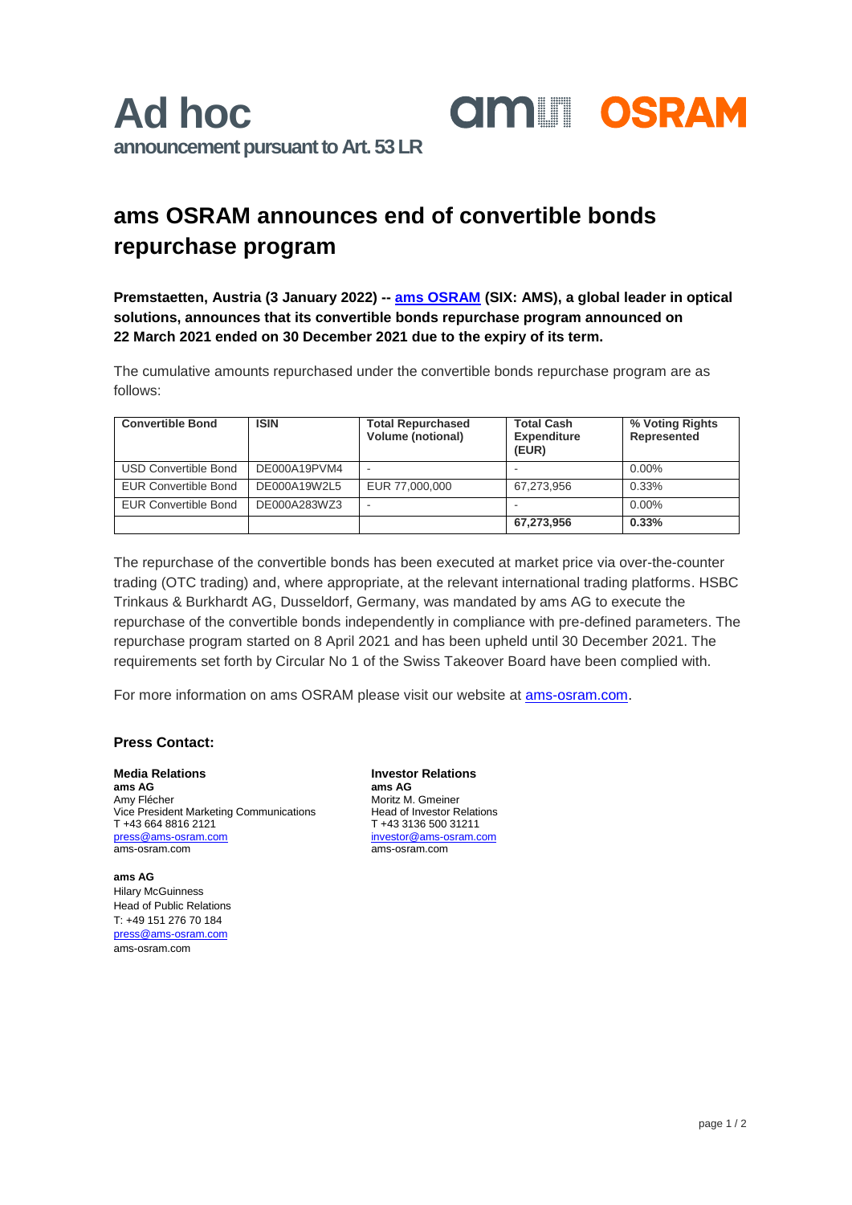# Ad hoc

**announcement pursuant to Art. 53 LR**

## ams OSRAM announces end of convertible bonds repurchase program

**Premstaetten, Austria (3 January 2022) -- ams OSRAM (SIX: AMS), a global leader in optical solutions, announces that its convertible bonds repurchase program announced on 22 March 2021 ended on 30 December 2021 due to the expiry of its term.**

The cumulative amounts repurchased under the convertible bonds repurchase program are as follows:

| Convertible Bond | ISIN | Total Repurchased Volume (notional) | Total Cash Expenditure (EUR) | % Voting Rights Represented |
|---|---|---|---|---|
| USD Convertible Bond | DE000A19PVM4 | - | - | 0.00% |
| EUR Convertible Bond | DE000A19W2L5 | EUR 77,000,000 | 67,273,956 | 0.33% |
| EUR Convertible Bond | DE000A283WZ3 | - | - | 0.00% |
| | | | **67,273,956** | **0.33%** |

The repurchase of the convertible bonds has been executed at market price via over-the-counter trading (OTC trading) and, where appropriate, at the relevant international trading platforms. HSBC Trinkaus & Burkhardt AG, Dusseldorf, Germany, was mandated by ams AG to execute the repurchase of the convertible bonds independently in compliance with pre-defined parameters. The repurchase program started on 8 April 2021 and has been upheld until 30 December 2021. The requirements set forth by Circular No 1 of the Swiss Takeover Board have been complied with.

For more information on ams OSRAM please visit our website at ams-osram.com.

### Press Contact:

**Media Relations**
**ams AG**
Amy Flécher
Vice President Marketing Communications
T +43 664 8816 2121
press@ams-osram.com
ams-osram.com

**ams AG**
Hilary McGuinness
Head of Public Relations
T: +49 151 276 70 184
press@ams-osram.com
ams-osram.com

**Investor Relations**
**ams AG**
Moritz M. Gmeiner
Head of Investor Relations
T +43 3136 500 31211
investor@ams-osram.com
ams-osram.com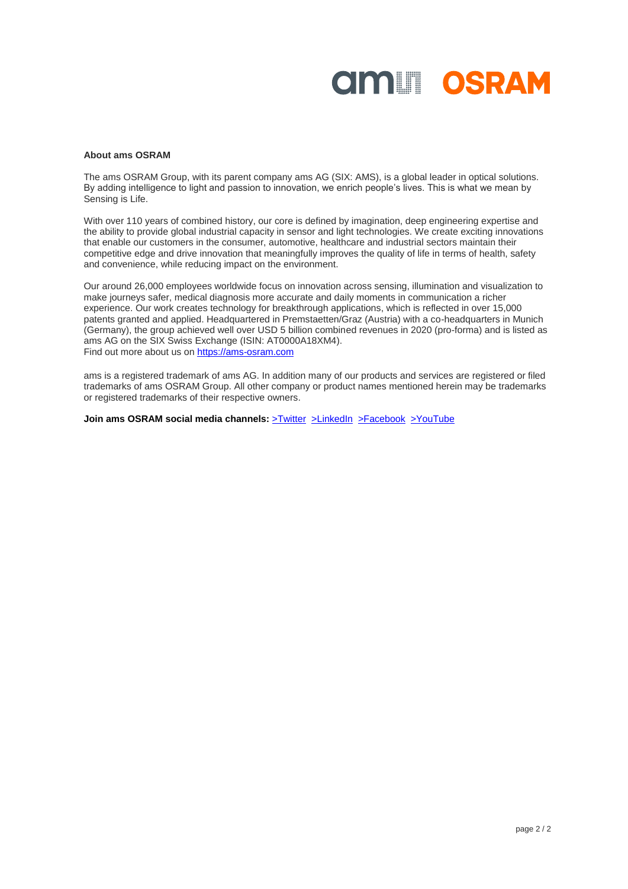**About ams OSRAM**

The ams OSRAM Group, with its parent company ams AG (SIX: AMS), is a global leader in optical solutions. By adding intelligence to light and passion to innovation, we enrich people's lives. This is what we mean by Sensing is Life.

With over 110 years of combined history, our core is defined by imagination, deep engineering expertise and the ability to provide global industrial capacity in sensor and light technologies. We create exciting innovations that enable our customers in the consumer, automotive, healthcare and industrial sectors maintain their competitive edge and drive innovation that meaningfully improves the quality of life in terms of health, safety and convenience, while reducing impact on the environment.

Our around 26,000 employees worldwide focus on innovation across sensing, illumination and visualization to make journeys safer, medical diagnosis more accurate and daily moments in communication a richer experience. Our work creates technology for breakthrough applications, which is reflected in over 15,000 patents granted and applied. Headquartered in Premstaetten/Graz (Austria) with a co-headquarters in Munich (Germany), the group achieved well over USD 5 billion combined revenues in 2020 (pro-forma) and is listed as ams AG on the SIX Swiss Exchange (ISIN: AT0000A18XM4).
Find out more about us on [https://ams-osram.com](https://ams-osram.com)

ams is a registered trademark of ams AG. In addition many of our products and services are registered or filed trademarks of ams OSRAM Group. All other company or product names mentioned herein may be trademarks or registered trademarks of their respective owners.

**Join ams OSRAM social media channels:** >Twitter >LinkedIn >Facebook >YouTube